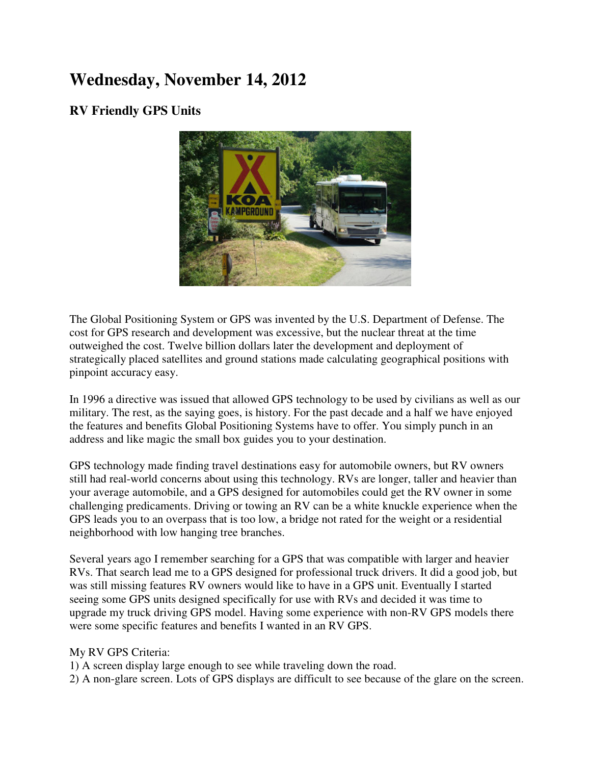# Wednesday, November 14, 2012

## RV Friendly GPS Units

The Global Positioning System or GPS was invented by the U.S. Department of Defense. The cost for GPS research and development was excessive, but the nuclear threat at the time outweighed the cost. Twelve billion dollars later the development and deployment of strategically placed satellites and ground stations made calculating geographical positions with pinpoint accuracy easy.

In 1996 a directive was issued that allowed GPS technology to be used by civilians as well as our military. The rest, as the saying goes, is history. For the past decade and a half we have enjoyed the features and benefits Global Positioning Systems have to offer. You simply punch in an address and like magic the small box guides you to your destination.

GPS technology made finding travel destinations easy for automobile owners, but RV owners still had real-world concerns about using this technology. RVs are longer, taller and heavier than your average automobile, and a GPS designed for automobiles could get the RV owner in some challenging predicaments. Driving or towing an RV can be a white knuckle experience when the GPS leads you to an overpass that is too low, a bridge not rated for the weight or a residential neighborhood with low hanging tree branches.

Several years ago I remember searching for a GPS that was compatible with larger and heavier RVs. That search lead me to a GPS designed for professional truck drivers. It did a good job, but was still missing features RV owners would like to have in a GPS unit. Eventually I started seeing some GPS units designed specifically for use with RVs and decided it was time to upgrade my truck driving GPS model. Having some experience with non-RV GPS models there were some specific features and benefits I wanted in an RV GPS.

My RV GPS Criteria:
1) A screen display large enough to see while traveling down the road.
2) A non-glare screen. Lots of GPS displays are difficult to see because of the glare on the screen.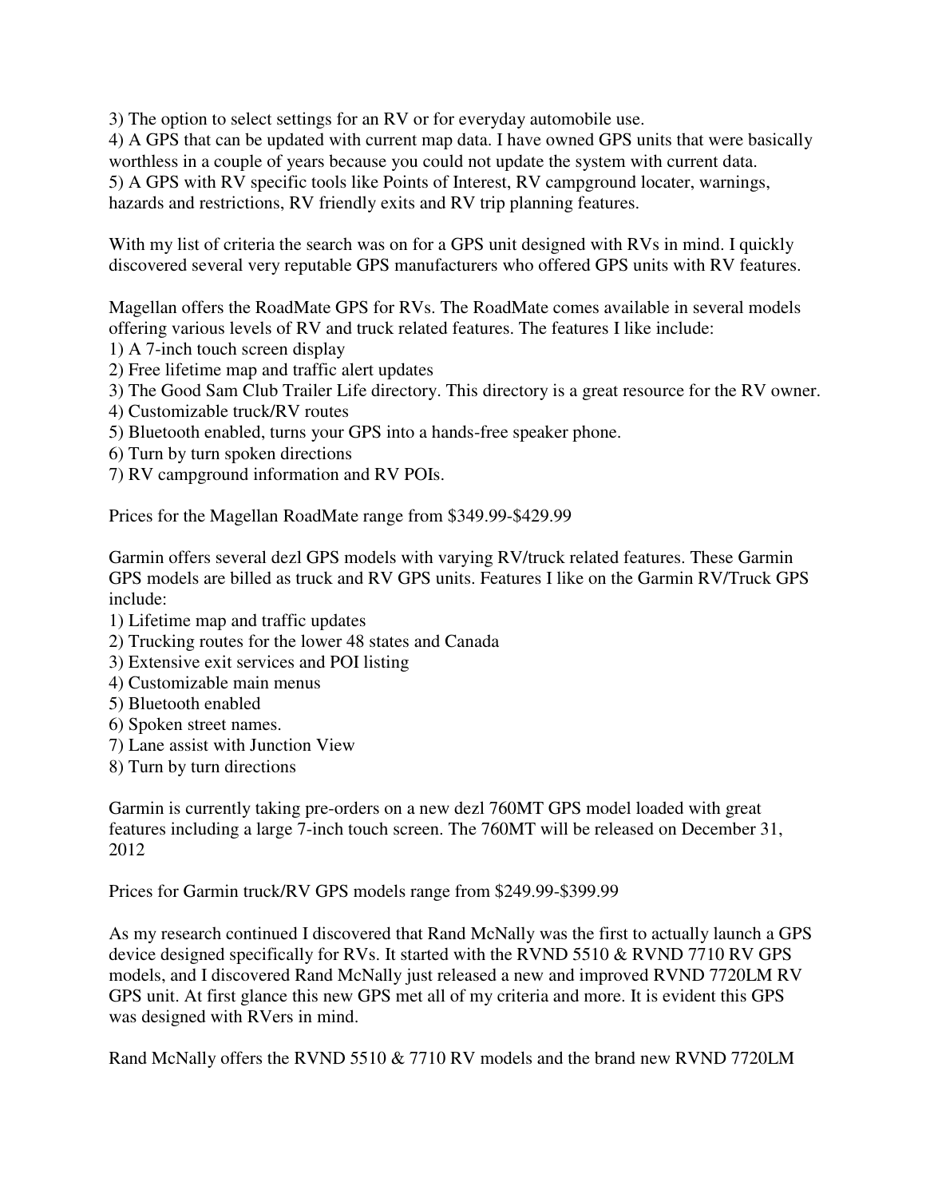3) The option to select settings for an RV or for everyday automobile use.
4) A GPS that can be updated with current map data. I have owned GPS units that were basically worthless in a couple of years because you could not update the system with current data.
5) A GPS with RV specific tools like Points of Interest, RV campground locater, warnings, hazards and restrictions, RV friendly exits and RV trip planning features.

With my list of criteria the search was on for a GPS unit designed with RVs in mind. I quickly discovered several very reputable GPS manufacturers who offered GPS units with RV features.

Magellan offers the RoadMate GPS for RVs. The RoadMate comes available in several models offering various levels of RV and truck related features. The features I like include:
1) A 7-inch touch screen display
2) Free lifetime map and traffic alert updates
3) The Good Sam Club Trailer Life directory. This directory is a great resource for the RV owner.
4) Customizable truck/RV routes
5) Bluetooth enabled, turns your GPS into a hands-free speaker phone.
6) Turn by turn spoken directions
7) RV campground information and RV POIs.

Prices for the Magellan RoadMate range from $349.99-$429.99

Garmin offers several dezl GPS models with varying RV/truck related features. These Garmin GPS models are billed as truck and RV GPS units. Features I like on the Garmin RV/Truck GPS include:
1) Lifetime map and traffic updates
2) Trucking routes for the lower 48 states and Canada
3) Extensive exit services and POI listing
4) Customizable main menus
5) Bluetooth enabled
6) Spoken street names.
7) Lane assist with Junction View
8) Turn by turn directions

Garmin is currently taking pre-orders on a new dezl 760MT GPS model loaded with great features including a large 7-inch touch screen. The 760MT will be released on December 31, 2012

Prices for Garmin truck/RV GPS models range from $249.99-$399.99

As my research continued I discovered that Rand McNally was the first to actually launch a GPS device designed specifically for RVs. It started with the RVND 5510 & RVND 7710 RV GPS models, and I discovered Rand McNally just released a new and improved RVND 7720LM RV GPS unit. At first glance this new GPS met all of my criteria and more. It is evident this GPS was designed with RVers in mind.

Rand McNally offers the RVND 5510 & 7710 RV models and the brand new RVND 7720LM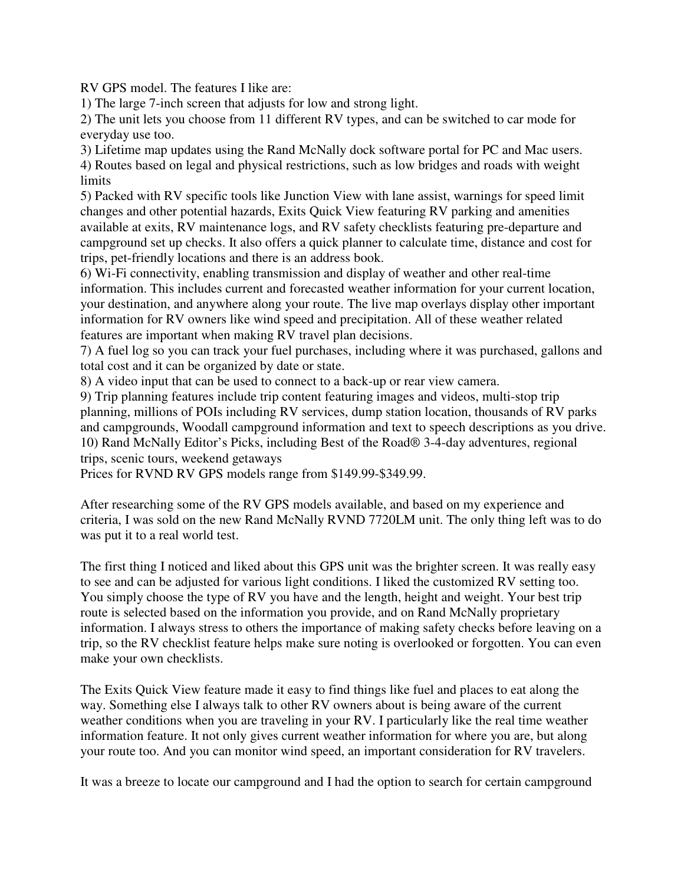RV GPS model. The features I like are:

1) The large 7-inch screen that adjusts for low and strong light.
2) The unit lets you choose from 11 different RV types, and can be switched to car mode for everyday use too.
3) Lifetime map updates using the Rand McNally dock software portal for PC and Mac users.
4) Routes based on legal and physical restrictions, such as low bridges and roads with weight limits
5) Packed with RV specific tools like Junction View with lane assist, warnings for speed limit changes and other potential hazards, Exits Quick View featuring RV parking and amenities available at exits, RV maintenance logs, and RV safety checklists featuring pre-departure and campground set up checks. It also offers a quick planner to calculate time, distance and cost for trips, pet-friendly locations and there is an address book.
6) Wi-Fi connectivity, enabling transmission and display of weather and other real-time information. This includes current and forecasted weather information for your current location, your destination, and anywhere along your route. The live map overlays display other important information for RV owners like wind speed and precipitation. All of these weather related features are important when making RV travel plan decisions.
7) A fuel log so you can track your fuel purchases, including where it was purchased, gallons and total cost and it can be organized by date or state.
8) A video input that can be used to connect to a back-up or rear view camera.
9) Trip planning features include trip content featuring images and videos, multi-stop trip planning, millions of POIs including RV services, dump station location, thousands of RV parks and campgrounds, Woodall campground information and text to speech descriptions as you drive.
10) Rand McNally Editor's Picks, including Best of the Road® 3-4-day adventures, regional trips, scenic tours, weekend getaways

Prices for RVND RV GPS models range from $149.99-$349.99.

After researching some of the RV GPS models available, and based on my experience and criteria, I was sold on the new Rand McNally RVND 7720LM unit. The only thing left was to do was put it to a real world test.

The first thing I noticed and liked about this GPS unit was the brighter screen. It was really easy to see and can be adjusted for various light conditions. I liked the customized RV setting too. You simply choose the type of RV you have and the length, height and weight. Your best trip route is selected based on the information you provide, and on Rand McNally proprietary information. I always stress to others the importance of making safety checks before leaving on a trip, so the RV checklist feature helps make sure noting is overlooked or forgotten. You can even make your own checklists.

The Exits Quick View feature made it easy to find things like fuel and places to eat along the way. Something else I always talk to other RV owners about is being aware of the current weather conditions when you are traveling in your RV. I particularly like the real time weather information feature. It not only gives current weather information for where you are, but along your route too. And you can monitor wind speed, an important consideration for RV travelers.

It was a breeze to locate our campground and I had the option to search for certain campground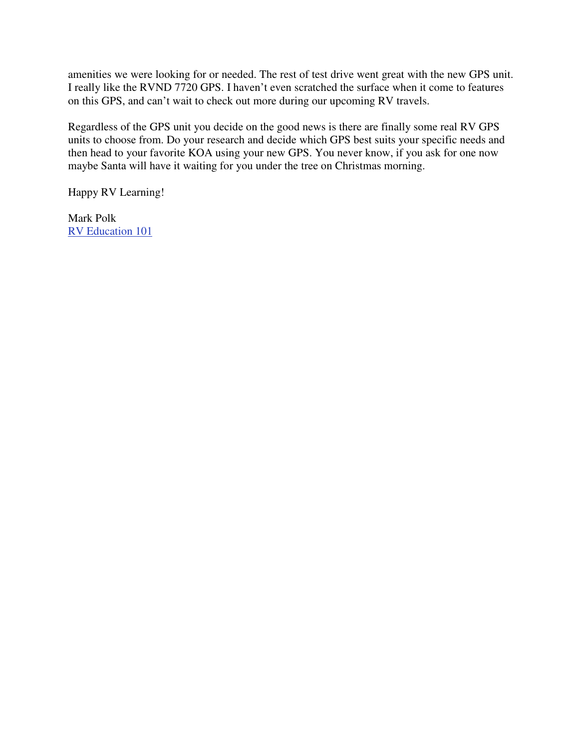amenities we were looking for or needed. The rest of test drive went great with the new GPS unit. I really like the RVND 7720 GPS. I haven't even scratched the surface when it come to features on this GPS, and can't wait to check out more during our upcoming RV travels.

Regardless of the GPS unit you decide on the good news is there are finally some real RV GPS units to choose from. Do your research and decide which GPS best suits your specific needs and then head to your favorite KOA using your new GPS. You never know, if you ask for one now maybe Santa will have it waiting for you under the tree on Christmas morning.

Happy RV Learning!

Mark Polk
RV Education 101